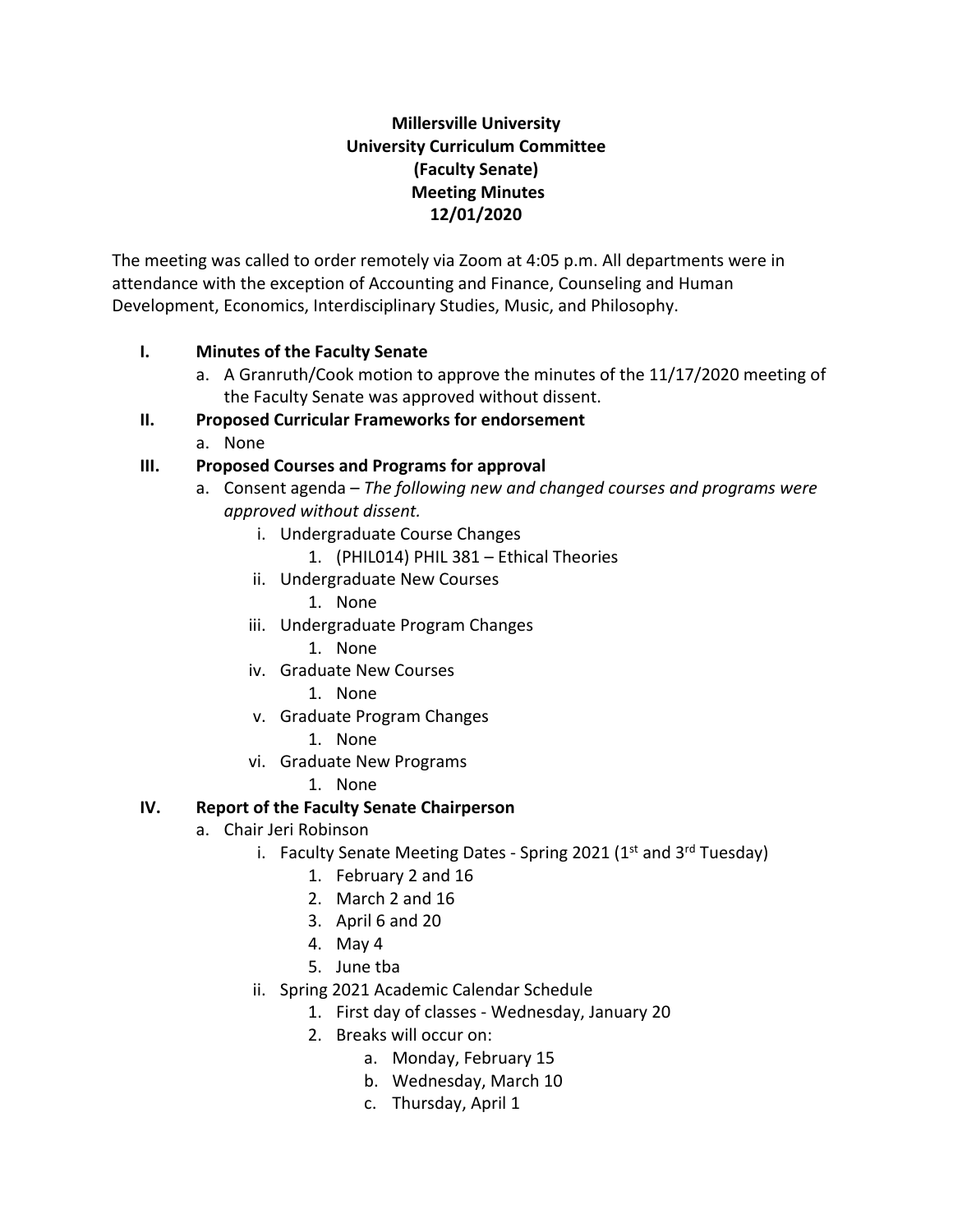**Millersville University**
**University Curriculum Committee**
**(Faculty Senate)**
**Meeting Minutes**
**12/01/2020**

The meeting was called to order remotely via Zoom at 4:05 p.m. All departments were in attendance with the exception of Accounting and Finance, Counseling and Human Development, Economics, Interdisciplinary Studies, Music, and Philosophy.

**I. Minutes of the Faculty Senate**

a. A Granruth/Cook motion to approve the minutes of the 11/17/2020 meeting of the Faculty Senate was approved without dissent.

**II. Proposed Curricular Frameworks for endorsement**

a. None

**III. Proposed Courses and Programs for approval**

a. Consent agenda – *The following new and changed courses and programs were approved without dissent.*

- i. Undergraduate Course Changes
  1. (PHIL014) PHIL 381 – Ethical Theories
- ii. Undergraduate New Courses
  1. None
- iii. Undergraduate Program Changes
  1. None
- iv. Graduate New Courses
  1. None
- v. Graduate Program Changes
  1. None
- vi. Graduate New Programs
  1. None

**IV. Report of the Faculty Senate Chairperson**

a. Chair Jeri Robinson

- i. Faculty Senate Meeting Dates - Spring 2021 (1st and 3rd Tuesday)
  1. February 2 and 16
  2. March 2 and 16
  3. April 6 and 20
  4. May 4
  5. June tba
- ii. Spring 2021 Academic Calendar Schedule
  1. First day of classes - Wednesday, January 20
  2. Breaks will occur on:
     - a. Monday, February 15
     - b. Wednesday, March 10
     - c. Thursday, April 1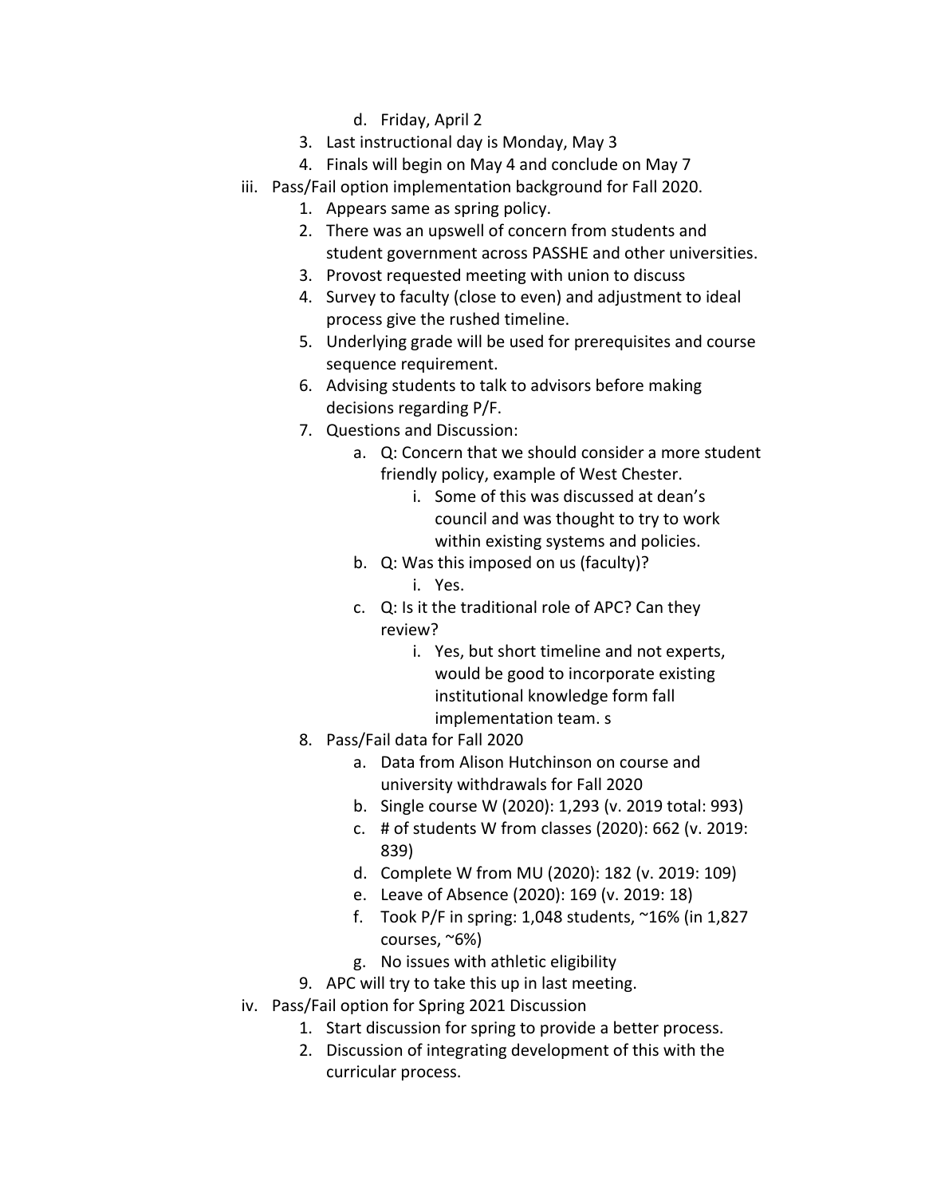d. Friday, April 2
        3. Last instructional day is Monday, May 3
        4. Finals will begin on May 4 and conclude on May 7
    iii. Pass/Fail option implementation background for Fall 2020.
        1. Appears same as spring policy.
        2. There was an upswell of concern from students and student government across PASSHE and other universities.
        3. Provost requested meeting with union to discuss
        4. Survey to faculty (close to even) and adjustment to ideal process give the rushed timeline.
        5. Underlying grade will be used for prerequisites and course sequence requirement.
        6. Advising students to talk to advisors before making decisions regarding P/F.
        7. Questions and Discussion:
            a. Q: Concern that we should consider a more student friendly policy, example of West Chester.
                i. Some of this was discussed at dean's council and was thought to try to work within existing systems and policies.
            b. Q: Was this imposed on us (faculty)?
                i. Yes.
            c. Q: Is it the traditional role of APC? Can they review?
                i. Yes, but short timeline and not experts, would be good to incorporate existing institutional knowledge form fall implementation team. s
        8. Pass/Fail data for Fall 2020
            a. Data from Alison Hutchinson on course and university withdrawals for Fall 2020
            b. Single course W (2020): 1,293 (v. 2019 total: 993)
            c. # of students W from classes (2020): 662 (v. 2019: 839)
            d. Complete W from MU (2020): 182 (v. 2019: 109)
            e. Leave of Absence (2020): 169 (v. 2019: 18)
            f. Took P/F in spring: 1,048 students, ~16% (in 1,827 courses, ~6%)
            g. No issues with athletic eligibility
        9. APC will try to take this up in last meeting.
    iv. Pass/Fail option for Spring 2021 Discussion
        1. Start discussion for spring to provide a better process.
        2. Discussion of integrating development of this with the curricular process.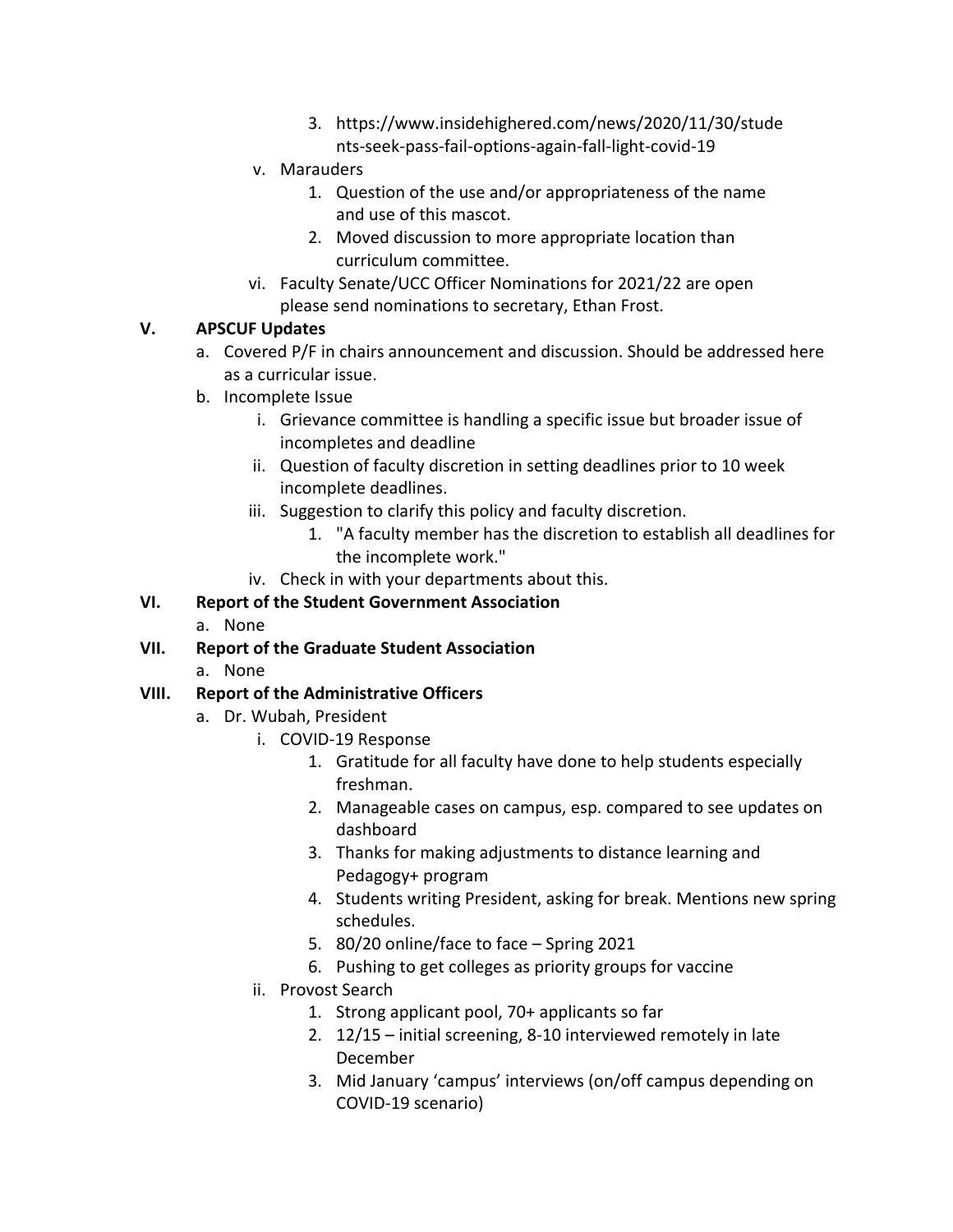3. https://www.insidehighered.com/news/2020/11/30/students-seek-pass-fail-options-again-fall-light-covid-19

v. Marauders
   1. Question of the use and/or appropriateness of the name and use of this mascot.
   2. Moved discussion to more appropriate location than curriculum committee.

vi. Faculty Senate/UCC Officer Nominations for 2021/22 are open please send nominations to secretary, Ethan Frost.

**V. APSCUF Updates**

a. Covered P/F in chairs announcement and discussion. Should be addressed here as a curricular issue.

b. Incomplete Issue
   i. Grievance committee is handling a specific issue but broader issue of incompletes and deadline
   ii. Question of faculty discretion in setting deadlines prior to 10 week incomplete deadlines.
   iii. Suggestion to clarify this policy and faculty discretion.
      1. "A faculty member has the discretion to establish all deadlines for the incomplete work."
   iv. Check in with your departments about this.

**VI. Report of the Student Government Association**

a. None

**VII. Report of the Graduate Student Association**

a. None

**VIII. Report of the Administrative Officers**

a. Dr. Wubah, President
   i. COVID-19 Response
      1. Gratitude for all faculty have done to help students especially freshman.
      2. Manageable cases on campus, esp. compared to see updates on dashboard
      3. Thanks for making adjustments to distance learning and Pedagogy+ program
      4. Students writing President, asking for break. Mentions new spring schedules.
      5. 80/20 online/face to face – Spring 2021
      6. Pushing to get colleges as priority groups for vaccine
   ii. Provost Search
      1. Strong applicant pool, 70+ applicants so far
      2. 12/15 – initial screening, 8-10 interviewed remotely in late December
      3. Mid January 'campus' interviews (on/off campus depending on COVID-19 scenario)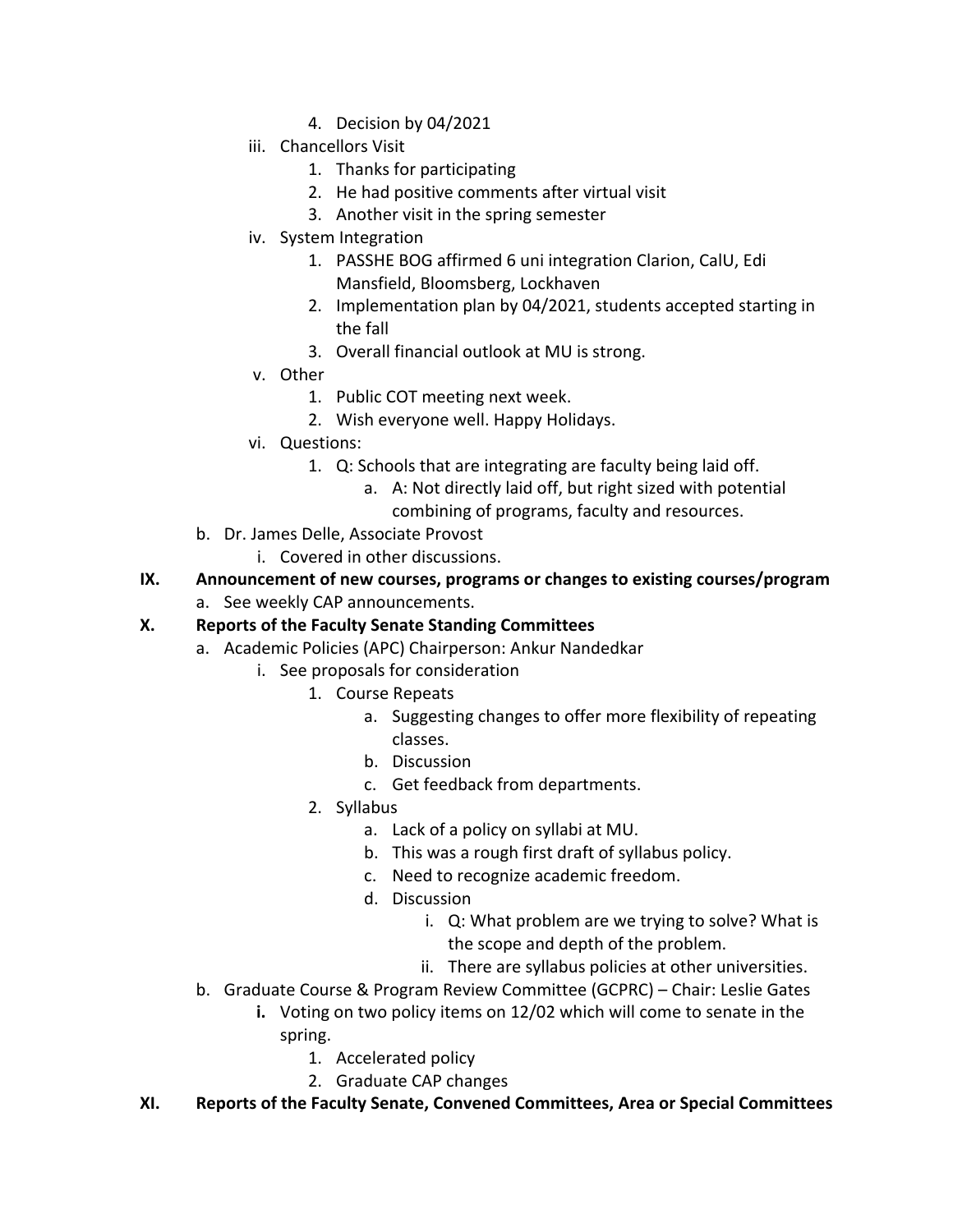4. Decision by 04/2021

iii. Chancellors Visit

1. Thanks for participating
2. He had positive comments after virtual visit
3. Another visit in the spring semester

iv. System Integration

1. PASSHE BOG affirmed 6 uni integration Clarion, CalU, Edi Mansfield, Bloomsberg, Lockhaven
2. Implementation plan by 04/2021, students accepted starting in the fall
3. Overall financial outlook at MU is strong.

v. Other

1. Public COT meeting next week.
2. Wish everyone well. Happy Holidays.

vi. Questions:

1. Q: Schools that are integrating are faculty being laid off.
   a. A: Not directly laid off, but right sized with potential combining of programs, faculty and resources.

b. Dr. James Delle, Associate Provost

i. Covered in other discussions.

**IX. Announcement of new courses, programs or changes to existing courses/program**

a. See weekly CAP announcements.

**X. Reports of the Faculty Senate Standing Committees**

a. Academic Policies (APC) Chairperson: Ankur Nandedkar

i. See proposals for consideration

1. Course Repeats
   a. Suggesting changes to offer more flexibility of repeating classes.
   b. Discussion
   c. Get feedback from departments.
2. Syllabus
   a. Lack of a policy on syllabi at MU.
   b. This was a rough first draft of syllabus policy.
   c. Need to recognize academic freedom.
   d. Discussion
      i. Q: What problem are we trying to solve? What is the scope and depth of the problem.
      ii. There are syllabus policies at other universities.

b. Graduate Course & Program Review Committee (GCPRC) – Chair: Leslie Gates

**i.** Voting on two policy items on 12/02 which will come to senate in the spring.

1. Accelerated policy
2. Graduate CAP changes

**XI. Reports of the Faculty Senate, Convened Committees, Area or Special Committees**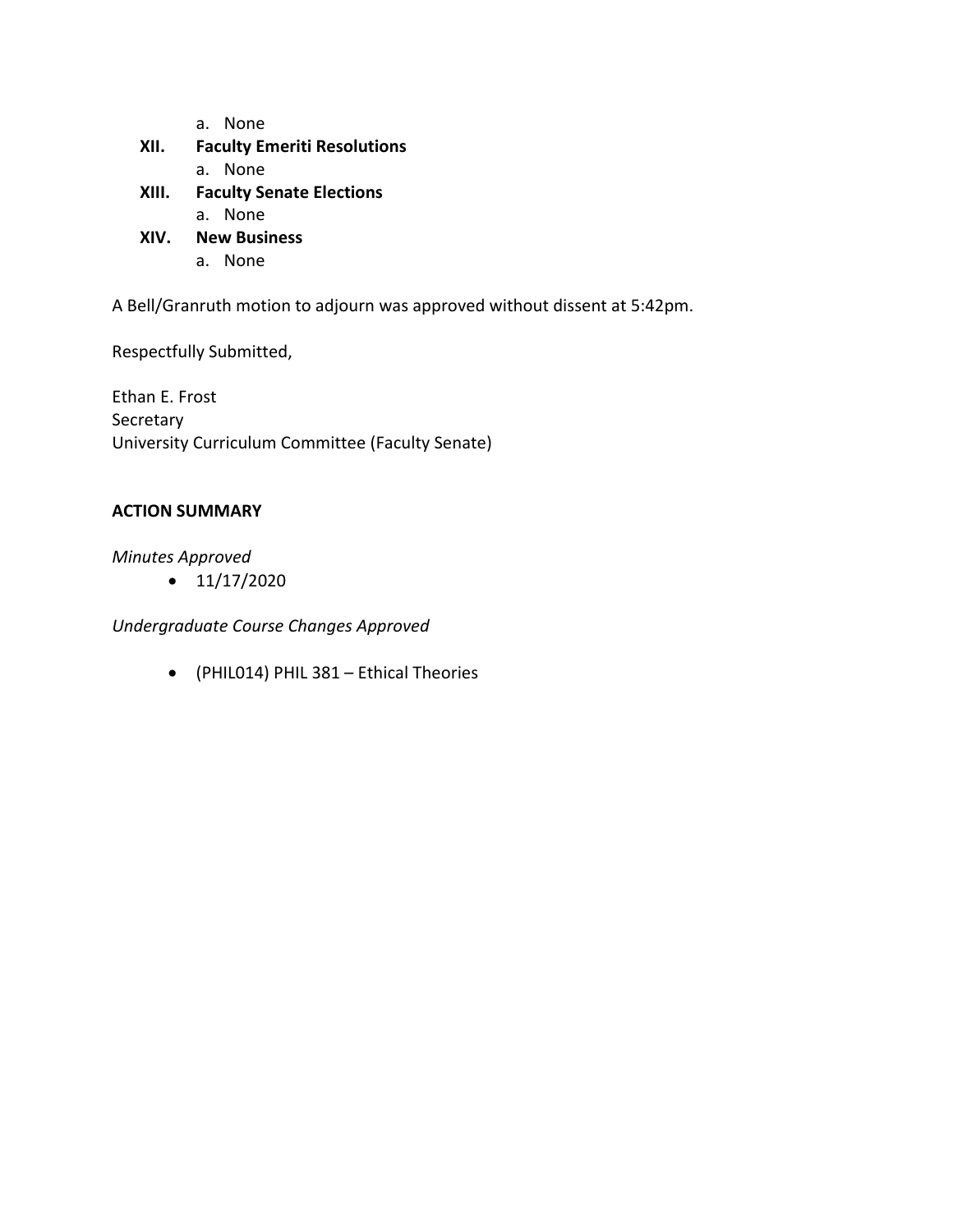a. None

**XII. Faculty Emeriti Resolutions**

   a. None

**XIII. Faculty Senate Elections**

   a. None

**XIV. New Business**

   a. None

A Bell/Granruth motion to adjourn was approved without dissent at 5:42pm.

Respectfully Submitted,

Ethan E. Frost
Secretary
University Curriculum Committee (Faculty Senate)

**ACTION SUMMARY**

*Minutes Approved*

- 11/17/2020

*Undergraduate Course Changes Approved*

- (PHIL014) PHIL 381 – Ethical Theories